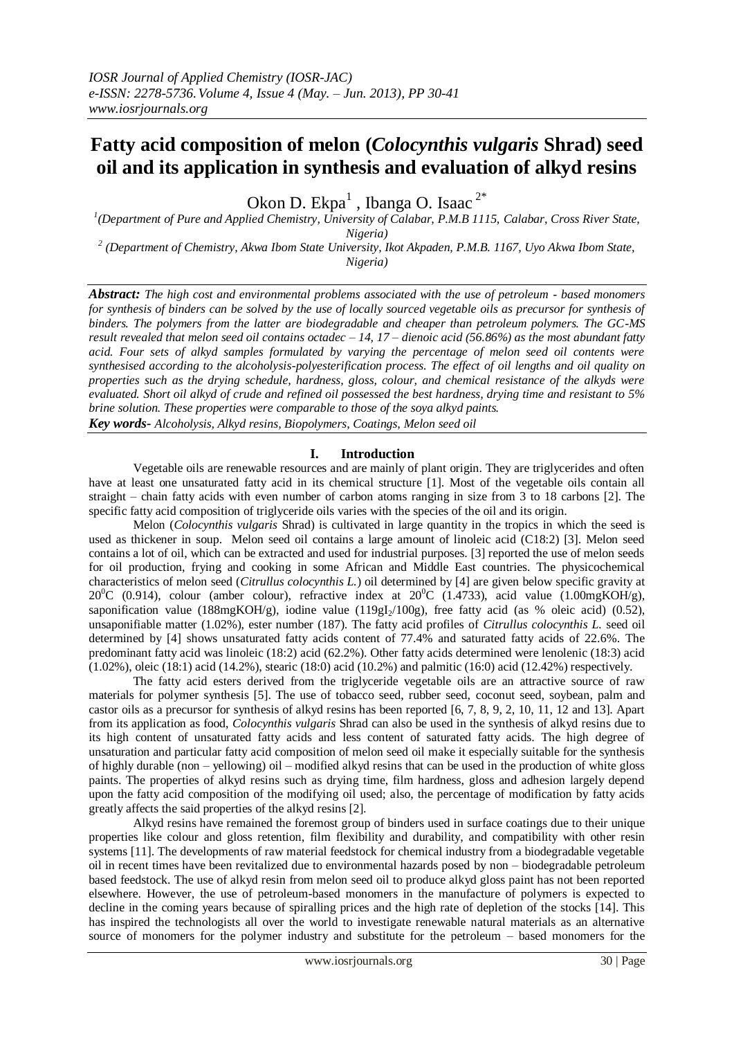# Fatty acid composition of melon (*Colocynthis vulgaris* Shrad) seed oil and its application in synthesis and evaluation of alkyd resins

Okon D. Ekpa[1] , Ibanga O. Isaac[2*]

[1](Department of Pure and Applied Chemistry, University of Calabar, P.M.B 1115, Calabar, Cross River State, Nigeria)

[2] (Department of Chemistry, Akwa Ibom State University, Ikot Akpaden, P.M.B. 1167, Uyo Akwa Ibom State, Nigeria)

***Abstract:*** *The high cost and environmental problems associated with the use of petroleum - based monomers for synthesis of binders can be solved by the use of locally sourced vegetable oils as precursor for synthesis of binders. The polymers from the latter are biodegradable and cheaper than petroleum polymers. The GC-MS result revealed that melon seed oil contains octadec – 14, 17 – dienoic acid (56.86%) as the most abundant fatty acid. Four sets of alkyd samples formulated by varying the percentage of melon seed oil contents were synthesised according to the alcoholysis-polyesterification process. The effect of oil lengths and oil quality on properties such as the drying schedule, hardness, gloss, colour, and chemical resistance of the alkyds were evaluated. Short oil alkyd of crude and refined oil possessed the best hardness, drying time and resistant to 5% brine solution. These properties were comparable to those of the soya alkyd paints.*

***Key words-*** *Alcoholysis, Alkyd resins, Biopolymers, Coatings, Melon seed oil*

## I. Introduction

Vegetable oils are renewable resources and are mainly of plant origin. They are triglycerides and often have at least one unsaturated fatty acid in its chemical structure [1]. Most of the vegetable oils contain all straight – chain fatty acids with even number of carbon atoms ranging in size from 3 to 18 carbons [2]. The specific fatty acid composition of triglyceride oils varies with the species of the oil and its origin.

Melon (*Colocynthis vulgaris* Shrad) is cultivated in large quantity in the tropics in which the seed is used as thickener in soup. Melon seed oil contains a large amount of linoleic acid (C18:2) [3]. Melon seed contains a lot of oil, which can be extracted and used for industrial purposes. [3] reported the use of melon seeds for oil production, frying and cooking in some African and Middle East countries. The physicochemical characteristics of melon seed (*Citrullus colocynthis L.*) oil determined by [4] are given below specific gravity at $20^0$C (0.914), colour (amber colour), refractive index at $20^0$C (1.4733), acid value (1.00mgKOH/g), saponification value (188mgKOH/g), iodine value ($119gI_2/100g$), free fatty acid (as % oleic acid) (0.52), unsaponifiable matter (1.02%), ester number (187). The fatty acid profiles of *Citrullus colocynthis L.* seed oil determined by [4] shows unsaturated fatty acids content of 77.4% and saturated fatty acids of 22.6%. The predominant fatty acid was linoleic (18:2) acid (62.2%). Other fatty acids determined were lenolenic (18:3) acid (1.02%), oleic (18:1) acid (14.2%), stearic (18:0) acid (10.2%) and palmitic (16:0) acid (12.42%) respectively.

The fatty acid esters derived from the triglyceride vegetable oils are an attractive source of raw materials for polymer synthesis [5]. The use of tobacco seed, rubber seed, coconut seed, soybean, palm and castor oils as a precursor for synthesis of alkyd resins has been reported [6, 7, 8, 9, 2, 10, 11, 12 and 13]. Apart from its application as food, *Colocynthis vulgaris* Shrad can also be used in the synthesis of alkyd resins due to its high content of unsaturated fatty acids and less content of saturated fatty acids. The high degree of unsaturation and particular fatty acid composition of melon seed oil make it especially suitable for the synthesis of highly durable (non – yellowing) oil – modified alkyd resins that can be used in the production of white gloss paints. The properties of alkyd resins such as drying time, film hardness, gloss and adhesion largely depend upon the fatty acid composition of the modifying oil used; also, the percentage of modification by fatty acids greatly affects the said properties of the alkyd resins [2].

Alkyd resins have remained the foremost group of binders used in surface coatings due to their unique properties like colour and gloss retention, film flexibility and durability, and compatibility with other resin systems [11]. The developments of raw material feedstock for chemical industry from a biodegradable vegetable oil in recent times have been revitalized due to environmental hazards posed by non – biodegradable petroleum based feedstock. The use of alkyd resin from melon seed oil to produce alkyd gloss paint has not been reported elsewhere. However, the use of petroleum-based monomers in the manufacture of polymers is expected to decline in the coming years because of spiralling prices and the high rate of depletion of the stocks [14]. This has inspired the technologists all over the world to investigate renewable natural materials as an alternative source of monomers for the polymer industry and substitute for the petroleum – based monomers for the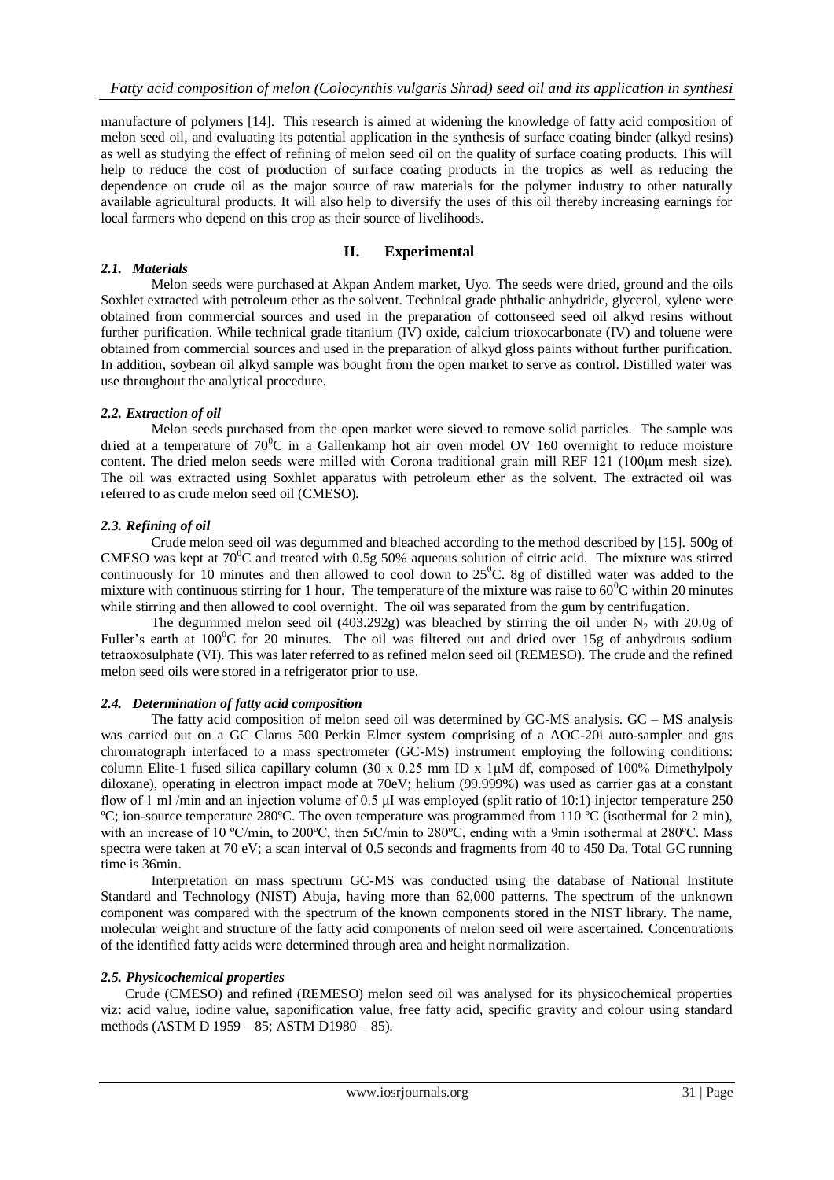manufacture of polymers [14]. This research is aimed at widening the knowledge of fatty acid composition of melon seed oil, and evaluating its potential application in the synthesis of surface coating binder (alkyd resins) as well as studying the effect of refining of melon seed oil on the quality of surface coating products. This will help to reduce the cost of production of surface coating products in the tropics as well as reducing the dependence on crude oil as the major source of raw materials for the polymer industry to other naturally available agricultural products. It will also help to diversify the uses of this oil thereby increasing earnings for local farmers who depend on this crop as their source of livelihoods.

## II. Experimental

### *2.1. Materials*

Melon seeds were purchased at Akpan Andem market, Uyo. The seeds were dried, ground and the oils Soxhlet extracted with petroleum ether as the solvent. Technical grade phthalic anhydride, glycerol, xylene were obtained from commercial sources and used in the preparation of cottonseed seed oil alkyd resins without further purification. While technical grade titanium (IV) oxide, calcium trioxocarbonate (IV) and toluene were obtained from commercial sources and used in the preparation of alkyd gloss paints without further purification. In addition, soybean oil alkyd sample was bought from the open market to serve as control. Distilled water was use throughout the analytical procedure.

### *2.2. Extraction of oil*

Melon seeds purchased from the open market were sieved to remove solid particles. The sample was dried at a temperature of $70^0$C in a Gallenkamp hot air oven model OV 160 overnight to reduce moisture content. The dried melon seeds were milled with Corona traditional grain mill REF 121 (100μm mesh size). The oil was extracted using Soxhlet apparatus with petroleum ether as the solvent. The extracted oil was referred to as crude melon seed oil (CMESO).

### *2.3. Refining of oil*

Crude melon seed oil was degummed and bleached according to the method described by [15]. 500g of CMESO was kept at $70^0$C and treated with 0.5g 50% aqueous solution of citric acid. The mixture was stirred continuously for 10 minutes and then allowed to cool down to $25^0$C. 8g of distilled water was added to the mixture with continuous stirring for 1 hour. The temperature of the mixture was raise to $60^0$C within 20 minutes while stirring and then allowed to cool overnight. The oil was separated from the gum by centrifugation.

The degummed melon seed oil (403.292g) was bleached by stirring the oil under $N_2$ with 20.0g of Fuller's earth at $100^0$C for 20 minutes. The oil was filtered out and dried over 15g of anhydrous sodium tetraoxosulphate (VI). This was later referred to as refined melon seed oil (REMESO). The crude and the refined melon seed oils were stored in a refrigerator prior to use.

### *2.4. Determination of fatty acid composition*

The fatty acid composition of melon seed oil was determined by GC-MS analysis. GC – MS analysis was carried out on a GC Clarus 500 Perkin Elmer system comprising of a AOC-20i auto-sampler and gas chromatograph interfaced to a mass spectrometer (GC-MS) instrument employing the following conditions: column Elite-1 fused silica capillary column (30 x 0.25 mm ID x 1μM df, composed of 100% Dimethylpoly diloxane), operating in electron impact mode at 70eV; helium (99.999%) was used as carrier gas at a constant flow of 1 ml /min and an injection volume of 0.5 μI was employed (split ratio of 10:1) injector temperature 250 ºC; ion-source temperature 280ºC. The oven temperature was programmed from 110 ºC (isothermal for 2 min), with an increase of 10 ºC/min, to 200ºC, then 5ıC/min to 280ºC, ending with a 9min isothermal at 280ºC. Mass spectra were taken at 70 eV; a scan interval of 0.5 seconds and fragments from 40 to 450 Da. Total GC running time is 36min.

Interpretation on mass spectrum GC-MS was conducted using the database of National Institute Standard and Technology (NIST) Abuja, having more than 62,000 patterns. The spectrum of the unknown component was compared with the spectrum of the known components stored in the NIST library. The name, molecular weight and structure of the fatty acid components of melon seed oil were ascertained. Concentrations of the identified fatty acids were determined through area and height normalization.

### *2.5. Physicochemical properties*

Crude (CMESO) and refined (REMESO) melon seed oil was analysed for its physicochemical properties viz: acid value, iodine value, saponification value, free fatty acid, specific gravity and colour using standard methods (ASTM D 1959 – 85; ASTM D1980 – 85).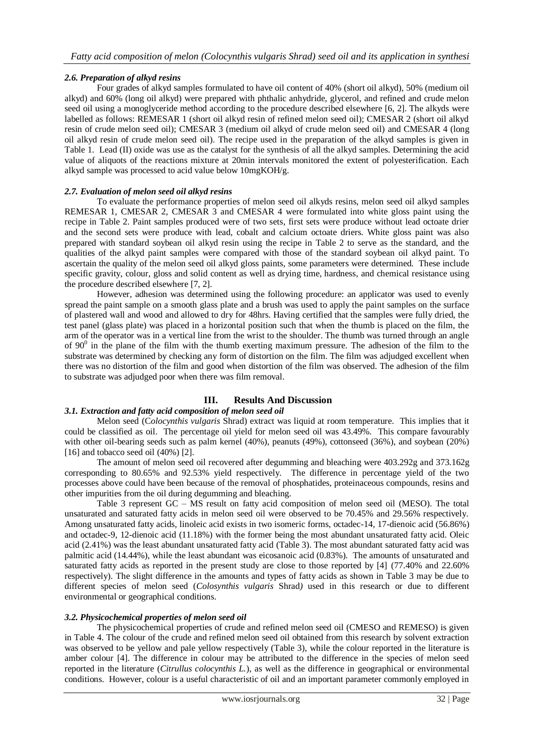### *2.6. Preparation of alkyd resins*

Four grades of alkyd samples formulated to have oil content of 40% (short oil alkyd), 50% (medium oil alkyd) and 60% (long oil alkyd) were prepared with phthalic anhydride, glycerol, and refined and crude melon seed oil using a monoglyceride method according to the procedure described elsewhere [6, 2]. The alkyds were labelled as follows: REMESAR 1 (short oil alkyd resin of refined melon seed oil); CMESAR 2 (short oil alkyd resin of crude melon seed oil); CMESAR 3 (medium oil alkyd of crude melon seed oil) and CMESAR 4 (long oil alkyd resin of crude melon seed oil). The recipe used in the preparation of the alkyd samples is given in Table 1. Lead (II) oxide was use as the catalyst for the synthesis of all the alkyd samples. Determining the acid value of aliquots of the reactions mixture at 20min intervals monitored the extent of polyesterification. Each alkyd sample was processed to acid value below 10mgKOH/g.

### *2.7. Evaluation of melon seed oil alkyd resins*

To evaluate the performance properties of melon seed oil alkyds resins, melon seed oil alkyd samples REMESAR 1, CMESAR 2, CMESAR 3 and CMESAR 4 were formulated into white gloss paint using the recipe in Table 2. Paint samples produced were of two sets, first sets were produce without lead octoate drier and the second sets were produce with lead, cobalt and calcium octoate driers. White gloss paint was also prepared with standard soybean oil alkyd resin using the recipe in Table 2 to serve as the standard, and the qualities of the alkyd paint samples were compared with those of the standard soybean oil alkyd paint. To ascertain the quality of the melon seed oil alkyd gloss paints, some parameters were determined. These include specific gravity, colour, gloss and solid content as well as drying time, hardness, and chemical resistance using the procedure described elsewhere [7, 2].

However, adhesion was determined using the following procedure: an applicator was used to evenly spread the paint sample on a smooth glass plate and a brush was used to apply the paint samples on the surface of plastered wall and wood and allowed to dry for 48hrs. Having certified that the samples were fully dried, the test panel (glass plate) was placed in a horizontal position such that when the thumb is placed on the film, the arm of the operator was in a vertical line from the wrist to the shoulder. The thumb was turned through an angle of $90^0$ in the plane of the film with the thumb exerting maximum pressure. The adhesion of the film to the substrate was determined by checking any form of distortion on the film. The film was adjudged excellent when there was no distortion of the film and good when distortion of the film was observed. The adhesion of the film to substrate was adjudged poor when there was film removal.

## III. Results And Discussion

### *3.1. Extraction and fatty acid composition of melon seed oil*

Melon seed (C*olocynthis vulgaris* Shrad) extract was liquid at room temperature. This implies that it could be classified as oil. The percentage oil yield for melon seed oil was 43.49%. This compare favourably with other oil-bearing seeds such as palm kernel (40%), peanuts (49%), cottonseed (36%), and soybean (20%) [16] and tobacco seed oil (40%) [2].

The amount of melon seed oil recovered after degumming and bleaching were 403.292g and 373.162g corresponding to 80.65% and 92.53% yield respectively. The difference in percentage yield of the two processes above could have been because of the removal of phosphatides, proteinaceous compounds, resins and other impurities from the oil during degumming and bleaching.

Table 3 represent GC – MS result on fatty acid composition of melon seed oil (MESO). The total unsaturated and saturated fatty acids in melon seed oil were observed to be 70.45% and 29.56% respectively. Among unsaturated fatty acids, linoleic acid exists in two isomeric forms, octadec-14, 17-dienoic acid (56.86%) and octadec-9, 12-dienoic acid (11.18%) with the former being the most abundant unsaturated fatty acid. Oleic acid (2.41%) was the least abundant unsaturated fatty acid (Table 3). The most abundant saturated fatty acid was palmitic acid (14.44%), while the least abundant was eicosanoic acid (0.83%). The amounts of unsaturated and saturated fatty acids as reported in the present study are close to those reported by [4] (77.40% and 22.60% respectively). The slight difference in the amounts and types of fatty acids as shown in Table 3 may be due to different species of melon seed (*Colosynthis vulgaris* Shrad*)* used in this research or due to different environmental or geographical conditions.

### *3.2. Physicochemical properties of melon seed oil*

The physicochemical properties of crude and refined melon seed oil (CMESO and REMESO) is given in Table 4. The colour of the crude and refined melon seed oil obtained from this research by solvent extraction was observed to be yellow and pale yellow respectively (Table 3), while the colour reported in the literature is amber colour [4]. The difference in colour may be attributed to the difference in the species of melon seed reported in the literature (*Citrullus colocynthis L.*), as well as the difference in geographical or environmental conditions. However, colour is a useful characteristic of oil and an important parameter commonly employed in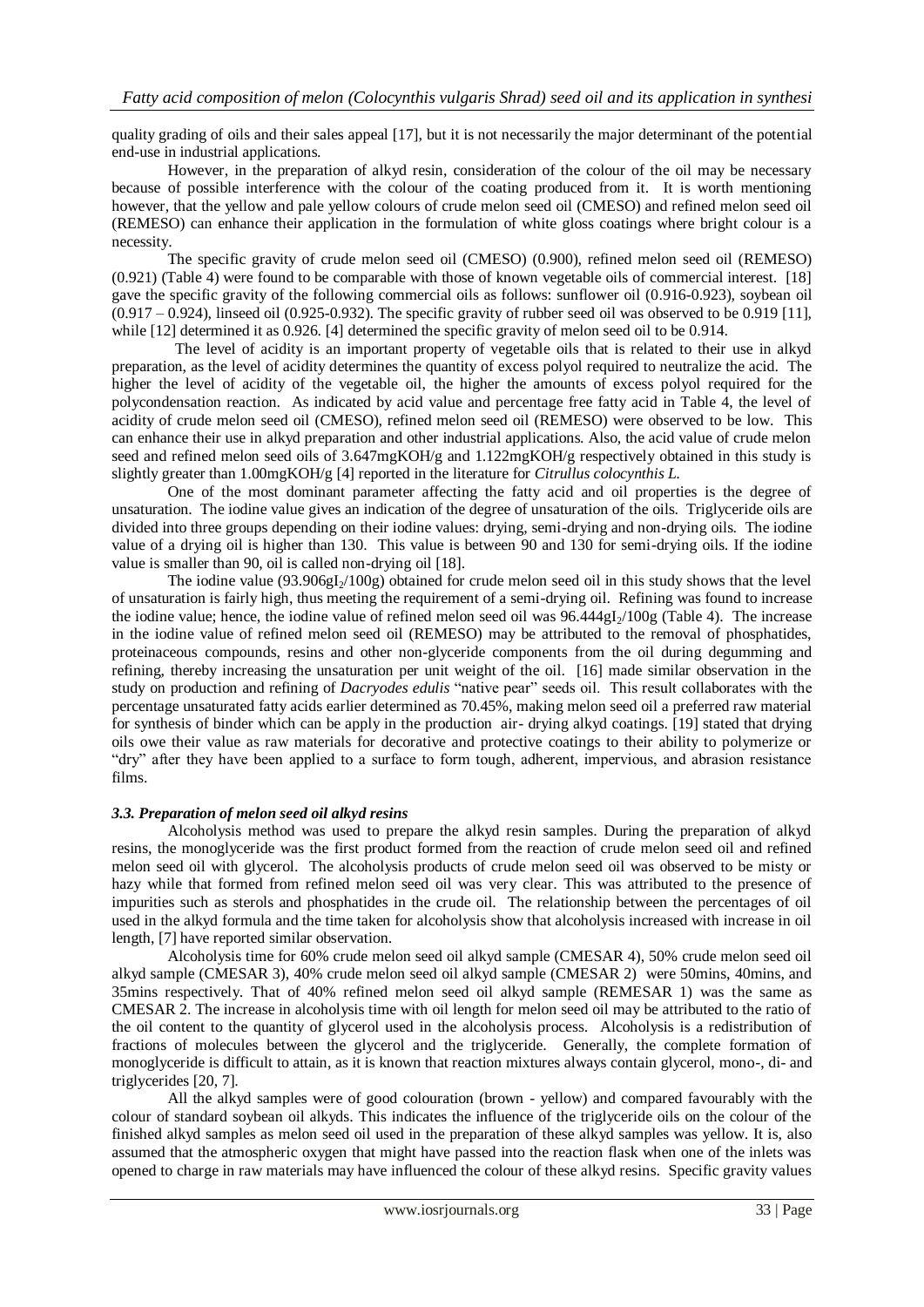quality grading of oils and their sales appeal [17], but it is not necessarily the major determinant of the potential end-use in industrial applications.

However, in the preparation of alkyd resin, consideration of the colour of the oil may be necessary because of possible interference with the colour of the coating produced from it. It is worth mentioning however, that the yellow and pale yellow colours of crude melon seed oil (CMESO) and refined melon seed oil (REMESO) can enhance their application in the formulation of white gloss coatings where bright colour is a necessity.

The specific gravity of crude melon seed oil (CMESO) (0.900), refined melon seed oil (REMESO) (0.921) (Table 4) were found to be comparable with those of known vegetable oils of commercial interest. [18] gave the specific gravity of the following commercial oils as follows: sunflower oil (0.916-0.923), soybean oil (0.917 – 0.924), linseed oil (0.925-0.932). The specific gravity of rubber seed oil was observed to be 0.919 [11], while [12] determined it as 0.926. [4] determined the specific gravity of melon seed oil to be 0.914.

The level of acidity is an important property of vegetable oils that is related to their use in alkyd preparation, as the level of acidity determines the quantity of excess polyol required to neutralize the acid. The higher the level of acidity of the vegetable oil, the higher the amounts of excess polyol required for the polycondensation reaction. As indicated by acid value and percentage free fatty acid in Table 4, the level of acidity of crude melon seed oil (CMESO), refined melon seed oil (REMESO) were observed to be low. This can enhance their use in alkyd preparation and other industrial applications. Also, the acid value of crude melon seed and refined melon seed oils of 3.647mgKOH/g and 1.122mgKOH/g respectively obtained in this study is slightly greater than 1.00mgKOH/g [4] reported in the literature for *Citrullus colocynthis L.*

One of the most dominant parameter affecting the fatty acid and oil properties is the degree of unsaturation. The iodine value gives an indication of the degree of unsaturation of the oils. Triglyceride oils are divided into three groups depending on their iodine values: drying, semi-drying and non-drying oils. The iodine value of a drying oil is higher than 130. This value is between 90 and 130 for semi-drying oils. If the iodine value is smaller than 90, oil is called non-drying oil [18].

The iodine value (93.906g$I_2$/100g) obtained for crude melon seed oil in this study shows that the level of unsaturation is fairly high, thus meeting the requirement of a semi-drying oil. Refining was found to increase the iodine value; hence, the iodine value of refined melon seed oil was 96.444g$I_2$/100g (Table 4). The increase in the iodine value of refined melon seed oil (REMESO) may be attributed to the removal of phosphatides, proteinaceous compounds, resins and other non-glyceride components from the oil during degumming and refining, thereby increasing the unsaturation per unit weight of the oil. [16] made similar observation in the study on production and refining of *Dacryodes edulis* "native pear" seeds oil. This result collaborates with the percentage unsaturated fatty acids earlier determined as 70.45%, making melon seed oil a preferred raw material for synthesis of binder which can be apply in the production air- drying alkyd coatings. [19] stated that drying oils owe their value as raw materials for decorative and protective coatings to their ability to polymerize or "dry" after they have been applied to a surface to form tough, adherent, impervious, and abrasion resistance films.

### *3.3. Preparation of melon seed oil alkyd resins*

Alcoholysis method was used to prepare the alkyd resin samples. During the preparation of alkyd resins, the monoglyceride was the first product formed from the reaction of crude melon seed oil and refined melon seed oil with glycerol. The alcoholysis products of crude melon seed oil was observed to be misty or hazy while that formed from refined melon seed oil was very clear. This was attributed to the presence of impurities such as sterols and phosphatides in the crude oil. The relationship between the percentages of oil used in the alkyd formula and the time taken for alcoholysis show that alcoholysis increased with increase in oil length, [7] have reported similar observation.

Alcoholysis time for 60% crude melon seed oil alkyd sample (CMESAR 4), 50% crude melon seed oil alkyd sample (CMESAR 3), 40% crude melon seed oil alkyd sample (CMESAR 2) were 50mins, 40mins, and 35mins respectively. That of 40% refined melon seed oil alkyd sample (REMESAR 1) was the same as CMESAR 2. The increase in alcoholysis time with oil length for melon seed oil may be attributed to the ratio of the oil content to the quantity of glycerol used in the alcoholysis process. Alcoholysis is a redistribution of fractions of molecules between the glycerol and the triglyceride. Generally, the complete formation of monoglyceride is difficult to attain, as it is known that reaction mixtures always contain glycerol, mono-, di- and triglycerides [20, 7].

All the alkyd samples were of good colouration (brown - yellow) and compared favourably with the colour of standard soybean oil alkyds. This indicates the influence of the triglyceride oils on the colour of the finished alkyd samples as melon seed oil used in the preparation of these alkyd samples was yellow. It is, also assumed that the atmospheric oxygen that might have passed into the reaction flask when one of the inlets was opened to charge in raw materials may have influenced the colour of these alkyd resins. Specific gravity values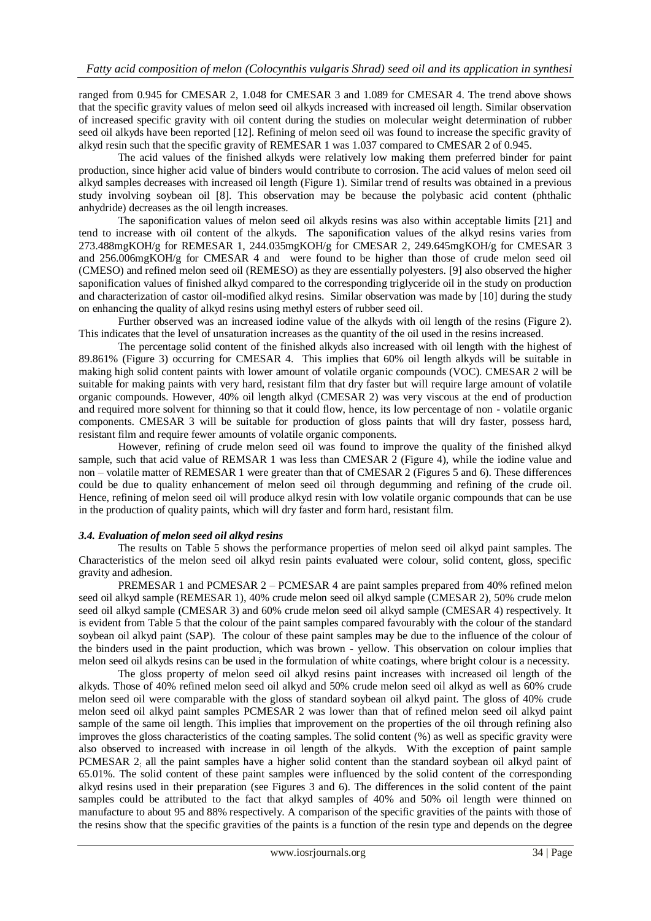ranged from 0.945 for CMESAR 2, 1.048 for CMESAR 3 and 1.089 for CMESAR 4. The trend above shows that the specific gravity values of melon seed oil alkyds increased with increased oil length. Similar observation of increased specific gravity with oil content during the studies on molecular weight determination of rubber seed oil alkyds have been reported [12]. Refining of melon seed oil was found to increase the specific gravity of alkyd resin such that the specific gravity of REMESAR 1 was 1.037 compared to CMESAR 2 of 0.945.

The acid values of the finished alkyds were relatively low making them preferred binder for paint production, since higher acid value of binders would contribute to corrosion. The acid values of melon seed oil alkyd samples decreases with increased oil length (Figure 1). Similar trend of results was obtained in a previous study involving soybean oil [8]. This observation may be because the polybasic acid content (phthalic anhydride) decreases as the oil length increases.

The saponification values of melon seed oil alkyds resins was also within acceptable limits [21] and tend to increase with oil content of the alkyds. The saponification values of the alkyd resins varies from 273.488mgKOH/g for REMESAR 1, 244.035mgKOH/g for CMESAR 2, 249.645mgKOH/g for CMESAR 3 and 256.006mgKOH/g for CMESAR 4 and were found to be higher than those of crude melon seed oil (CMESO) and refined melon seed oil (REMESO) as they are essentially polyesters. [9] also observed the higher saponification values of finished alkyd compared to the corresponding triglyceride oil in the study on production and characterization of castor oil-modified alkyd resins. Similar observation was made by [10] during the study on enhancing the quality of alkyd resins using methyl esters of rubber seed oil.

Further observed was an increased iodine value of the alkyds with oil length of the resins (Figure 2). This indicates that the level of unsaturation increases as the quantity of the oil used in the resins increased.

The percentage solid content of the finished alkyds also increased with oil length with the highest of 89.861% (Figure 3) occurring for CMESAR 4. This implies that 60% oil length alkyds will be suitable in making high solid content paints with lower amount of volatile organic compounds (VOC). CMESAR 2 will be suitable for making paints with very hard, resistant film that dry faster but will require large amount of volatile organic compounds. However, 40% oil length alkyd (CMESAR 2) was very viscous at the end of production and required more solvent for thinning so that it could flow, hence, its low percentage of non - volatile organic components. CMESAR 3 will be suitable for production of gloss paints that will dry faster, possess hard, resistant film and require fewer amounts of volatile organic components.

However, refining of crude melon seed oil was found to improve the quality of the finished alkyd sample, such that acid value of REMSAR 1 was less than CMESAR 2 (Figure 4), while the iodine value and non – volatile matter of REMESAR 1 were greater than that of CMESAR 2 (Figures 5 and 6). These differences could be due to quality enhancement of melon seed oil through degumming and refining of the crude oil. Hence, refining of melon seed oil will produce alkyd resin with low volatile organic compounds that can be use in the production of quality paints, which will dry faster and form hard, resistant film.

### *3.4. Evaluation of melon seed oil alkyd resins*

The results on Table 5 shows the performance properties of melon seed oil alkyd paint samples. The Characteristics of the melon seed oil alkyd resin paints evaluated were colour, solid content, gloss, specific gravity and adhesion.

PREMESAR 1 and PCMESAR 2 – PCMESAR 4 are paint samples prepared from 40% refined melon seed oil alkyd sample (REMESAR 1), 40% crude melon seed oil alkyd sample (CMESAR 2), 50% crude melon seed oil alkyd sample (CMESAR 3) and 60% crude melon seed oil alkyd sample (CMESAR 4) respectively. It is evident from Table 5 that the colour of the paint samples compared favourably with the colour of the standard soybean oil alkyd paint (SAP). The colour of these paint samples may be due to the influence of the colour of the binders used in the paint production, which was brown - yellow. This observation on colour implies that melon seed oil alkyds resins can be used in the formulation of white coatings, where bright colour is a necessity.

The gloss property of melon seed oil alkyd resins paint increases with increased oil length of the alkyds. Those of 40% refined melon seed oil alkyd and 50% crude melon seed oil alkyd as well as 60% crude melon seed oil were comparable with the gloss of standard soybean oil alkyd paint. The gloss of 40% crude melon seed oil alkyd paint samples PCMESAR 2 was lower than that of refined melon seed oil alkyd paint sample of the same oil length. This implies that improvement on the properties of the oil through refining also improves the gloss characteristics of the coating samples. The solid content (%) as well as specific gravity were also observed to increased with increase in oil length of the alkyds. With the exception of paint sample PCMESAR 2; all the paint samples have a higher solid content than the standard soybean oil alkyd paint of 65.01%. The solid content of these paint samples were influenced by the solid content of the corresponding alkyd resins used in their preparation (see Figures 3 and 6). The differences in the solid content of the paint samples could be attributed to the fact that alkyd samples of 40% and 50% oil length were thinned on manufacture to about 95 and 88% respectively. A comparison of the specific gravities of the paints with those of the resins show that the specific gravities of the paints is a function of the resin type and depends on the degree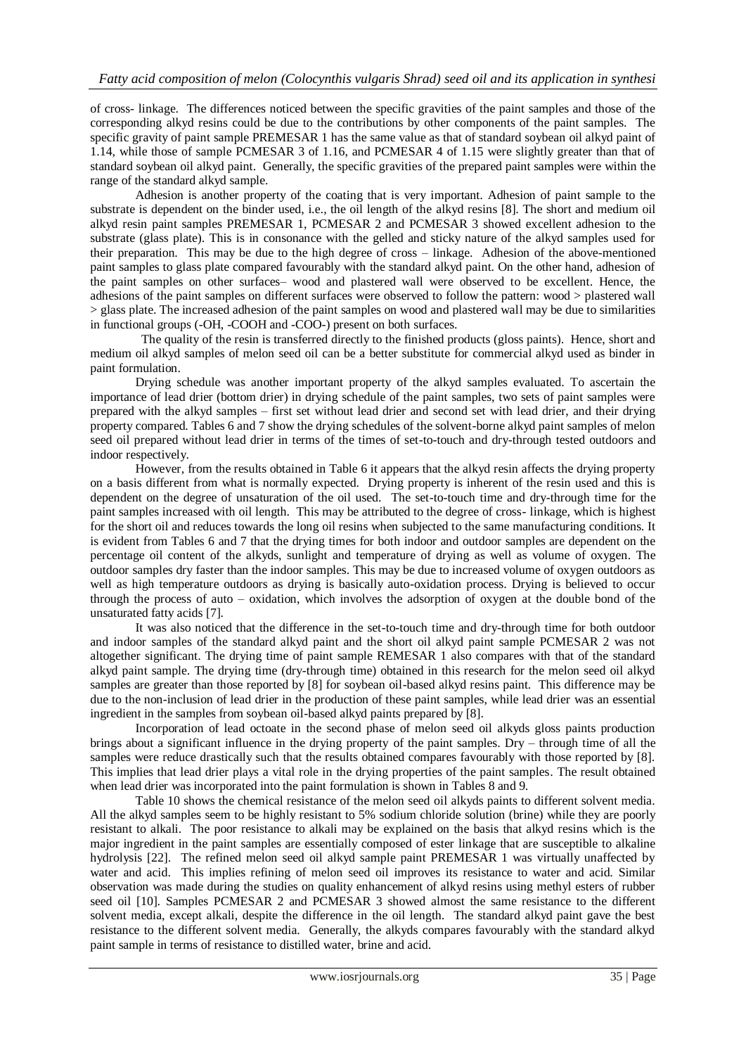of cross- linkage. The differences noticed between the specific gravities of the paint samples and those of the corresponding alkyd resins could be due to the contributions by other components of the paint samples. The specific gravity of paint sample PREMESAR 1 has the same value as that of standard soybean oil alkyd paint of 1.14, while those of sample PCMESAR 3 of 1.16, and PCMESAR 4 of 1.15 were slightly greater than that of standard soybean oil alkyd paint. Generally, the specific gravities of the prepared paint samples were within the range of the standard alkyd sample.

Adhesion is another property of the coating that is very important. Adhesion of paint sample to the substrate is dependent on the binder used, i.e., the oil length of the alkyd resins [8]. The short and medium oil alkyd resin paint samples PREMESAR 1, PCMESAR 2 and PCMESAR 3 showed excellent adhesion to the substrate (glass plate). This is in consonance with the gelled and sticky nature of the alkyd samples used for their preparation. This may be due to the high degree of cross – linkage. Adhesion of the above-mentioned paint samples to glass plate compared favourably with the standard alkyd paint. On the other hand, adhesion of the paint samples on other surfaces– wood and plastered wall were observed to be excellent. Hence, the adhesions of the paint samples on different surfaces were observed to follow the pattern: wood > plastered wall > glass plate. The increased adhesion of the paint samples on wood and plastered wall may be due to similarities in functional groups (-OH, -COOH and -COO-) present on both surfaces.

The quality of the resin is transferred directly to the finished products (gloss paints). Hence, short and medium oil alkyd samples of melon seed oil can be a better substitute for commercial alkyd used as binder in paint formulation.

Drying schedule was another important property of the alkyd samples evaluated. To ascertain the importance of lead drier (bottom drier) in drying schedule of the paint samples, two sets of paint samples were prepared with the alkyd samples – first set without lead drier and second set with lead drier, and their drying property compared. Tables 6 and 7 show the drying schedules of the solvent-borne alkyd paint samples of melon seed oil prepared without lead drier in terms of the times of set-to-touch and dry-through tested outdoors and indoor respectively.

However, from the results obtained in Table 6 it appears that the alkyd resin affects the drying property on a basis different from what is normally expected. Drying property is inherent of the resin used and this is dependent on the degree of unsaturation of the oil used. The set-to-touch time and dry-through time for the paint samples increased with oil length. This may be attributed to the degree of cross- linkage, which is highest for the short oil and reduces towards the long oil resins when subjected to the same manufacturing conditions. It is evident from Tables 6 and 7 that the drying times for both indoor and outdoor samples are dependent on the percentage oil content of the alkyds, sunlight and temperature of drying as well as volume of oxygen. The outdoor samples dry faster than the indoor samples. This may be due to increased volume of oxygen outdoors as well as high temperature outdoors as drying is basically auto-oxidation process. Drying is believed to occur through the process of auto – oxidation, which involves the adsorption of oxygen at the double bond of the unsaturated fatty acids [7].

It was also noticed that the difference in the set-to-touch time and dry-through time for both outdoor and indoor samples of the standard alkyd paint and the short oil alkyd paint sample PCMESAR 2 was not altogether significant. The drying time of paint sample REMESAR 1 also compares with that of the standard alkyd paint sample. The drying time (dry-through time) obtained in this research for the melon seed oil alkyd samples are greater than those reported by [8] for soybean oil-based alkyd resins paint. This difference may be due to the non-inclusion of lead drier in the production of these paint samples, while lead drier was an essential ingredient in the samples from soybean oil-based alkyd paints prepared by [8].

Incorporation of lead octoate in the second phase of melon seed oil alkyds gloss paints production brings about a significant influence in the drying property of the paint samples. Dry – through time of all the samples were reduce drastically such that the results obtained compares favourably with those reported by [8]. This implies that lead drier plays a vital role in the drying properties of the paint samples. The result obtained when lead drier was incorporated into the paint formulation is shown in Tables 8 and 9.

Table 10 shows the chemical resistance of the melon seed oil alkyds paints to different solvent media. All the alkyd samples seem to be highly resistant to 5% sodium chloride solution (brine) while they are poorly resistant to alkali. The poor resistance to alkali may be explained on the basis that alkyd resins which is the major ingredient in the paint samples are essentially composed of ester linkage that are susceptible to alkaline hydrolysis [22]. The refined melon seed oil alkyd sample paint PREMESAR 1 was virtually unaffected by water and acid. This implies refining of melon seed oil improves its resistance to water and acid. Similar observation was made during the studies on quality enhancement of alkyd resins using methyl esters of rubber seed oil [10]. Samples PCMESAR 2 and PCMESAR 3 showed almost the same resistance to the different solvent media, except alkali, despite the difference in the oil length. The standard alkyd paint gave the best resistance to the different solvent media. Generally, the alkyds compares favourably with the standard alkyd paint sample in terms of resistance to distilled water, brine and acid.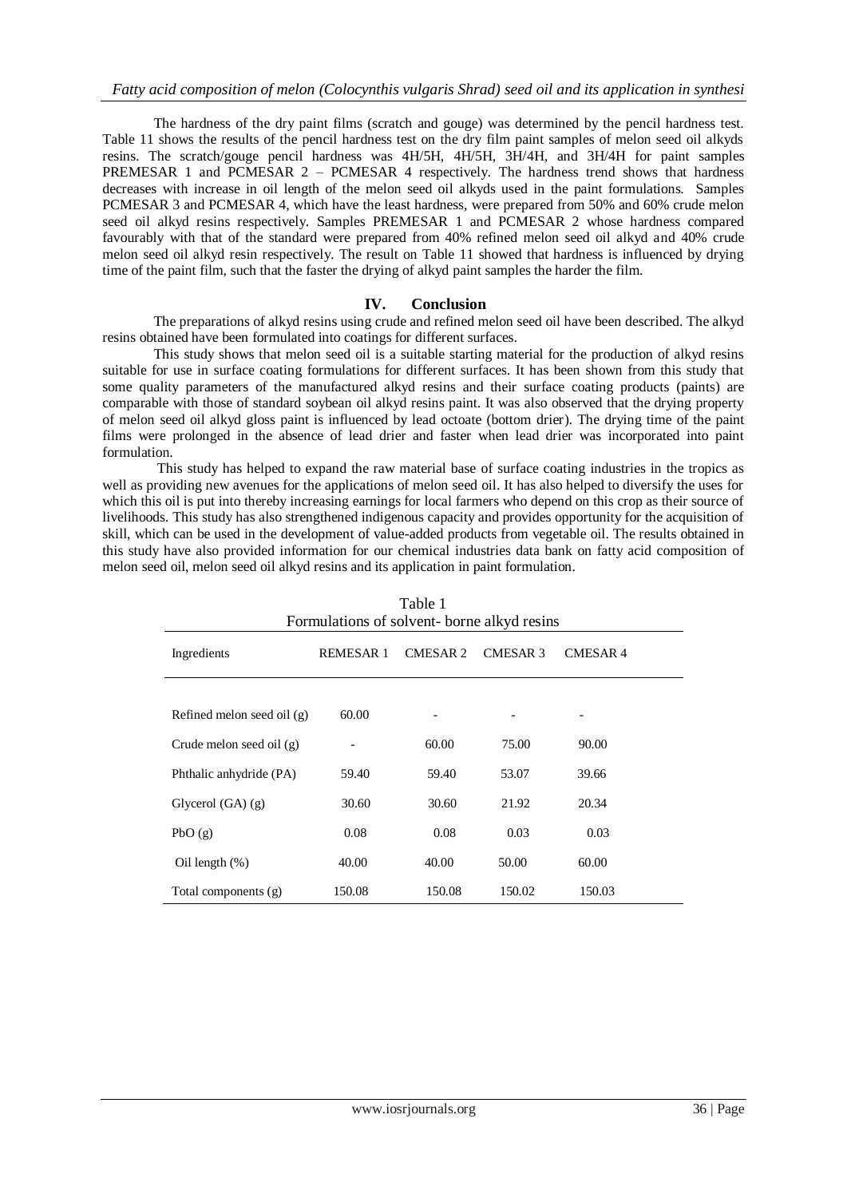The hardness of the dry paint films (scratch and gouge) was determined by the pencil hardness test. Table 11 shows the results of the pencil hardness test on the dry film paint samples of melon seed oil alkyds resins. The scratch/gouge pencil hardness was 4H/5H, 4H/5H, 3H/4H, and 3H/4H for paint samples PREMESAR 1 and PCMESAR 2 – PCMESAR 4 respectively. The hardness trend shows that hardness decreases with increase in oil length of the melon seed oil alkyds used in the paint formulations. Samples PCMESAR 3 and PCMESAR 4, which have the least hardness, were prepared from 50% and 60% crude melon seed oil alkyd resins respectively. Samples PREMESAR 1 and PCMESAR 2 whose hardness compared favourably with that of the standard were prepared from 40% refined melon seed oil alkyd and 40% crude melon seed oil alkyd resin respectively. The result on Table 11 showed that hardness is influenced by drying time of the paint film, such that the faster the drying of alkyd paint samples the harder the film.

## IV. Conclusion

The preparations of alkyd resins using crude and refined melon seed oil have been described. The alkyd resins obtained have been formulated into coatings for different surfaces.

This study shows that melon seed oil is a suitable starting material for the production of alkyd resins suitable for use in surface coating formulations for different surfaces. It has been shown from this study that some quality parameters of the manufactured alkyd resins and their surface coating products (paints) are comparable with those of standard soybean oil alkyd resins paint. It was also observed that the drying property of melon seed oil alkyd gloss paint is influenced by lead octoate (bottom drier). The drying time of the paint films were prolonged in the absence of lead drier and faster when lead drier was incorporated into paint formulation.

This study has helped to expand the raw material base of surface coating industries in the tropics as well as providing new avenues for the applications of melon seed oil. It has also helped to diversify the uses for which this oil is put into thereby increasing earnings for local farmers who depend on this crop as their source of livelihoods. This study has also strengthened indigenous capacity and provides opportunity for the acquisition of skill, which can be used in the development of value-added products from vegetable oil. The results obtained in this study have also provided information for our chemical industries data bank on fatty acid composition of melon seed oil, melon seed oil alkyd resins and its application in paint formulation.

Table 1
Formulations of solvent- borne alkyd resins

| Ingredients | REMESAR 1 | CMESAR 2 | CMESAR 3 | CMESAR 4 |
|---|---|---|---|---|
| Refined melon seed oil (g) | 60.00 | - | - | - |
| Crude melon seed oil (g) | - | 60.00 | 75.00 | 90.00 |
| Phthalic anhydride (PA) | 59.40 | 59.40 | 53.07 | 39.66 |
| Glycerol (GA) (g) | 30.60 | 30.60 | 21.92 | 20.34 |
| PbO (g) | 0.08 | 0.08 | 0.03 | 0.03 |
| Oil length (%) | 40.00 | 40.00 | 50.00 | 60.00 |
| Total components (g) | 150.08 | 150.08 | 150.02 | 150.03 |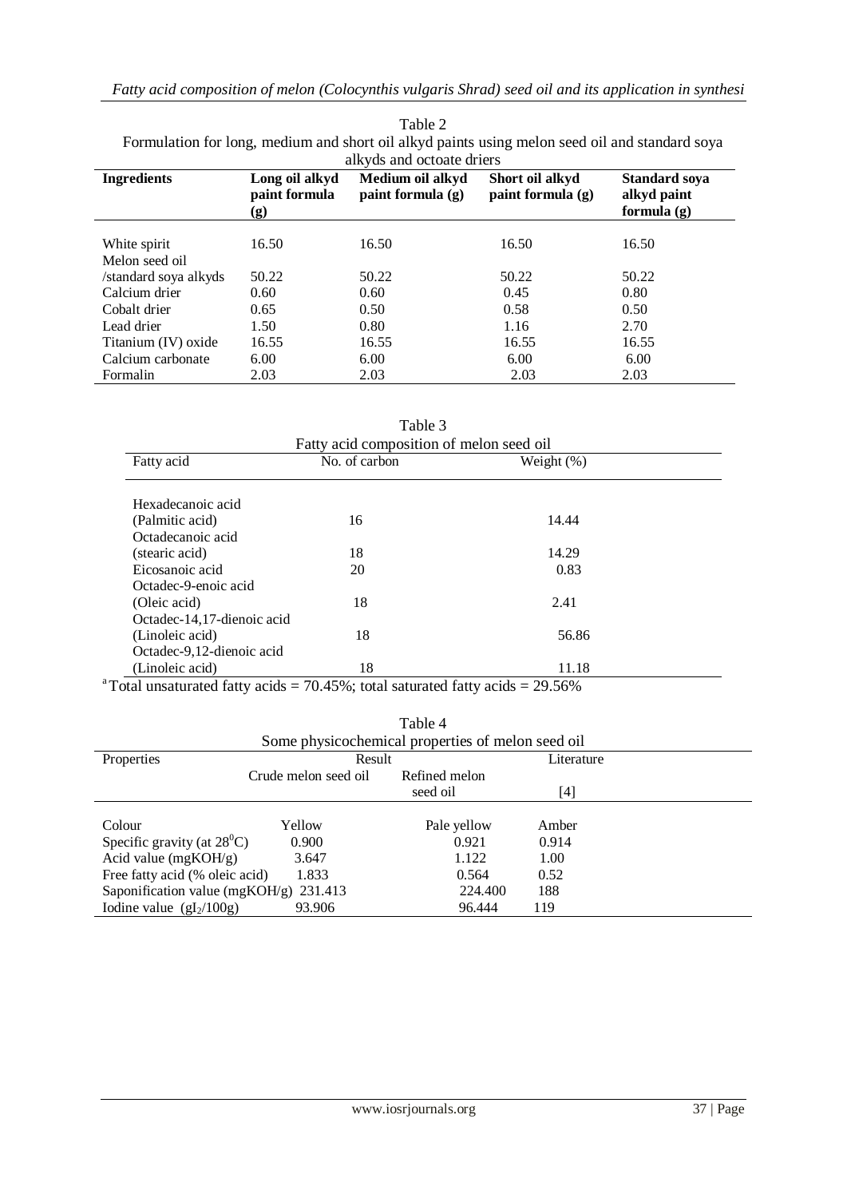Table 2
Formulation for long, medium and short oil alkyd paints using melon seed oil and standard soya alkyds and octoate driers

| Ingredients | Long oil alkyd paint formula (g) | Medium oil alkyd paint formula (g) | Short oil alkyd paint formula (g) | Standard soya alkyd paint formula (g) |
|---|---|---|---|---|
| White spirit | 16.50 | 16.50 | 16.50 | 16.50 |
| Melon seed oil /standard soya alkyds | 50.22 | 50.22 | 50.22 | 50.22 |
| Calcium drier | 0.60 | 0.60 | 0.45 | 0.80 |
| Cobalt drier | 0.65 | 0.50 | 0.58 | 0.50 |
| Lead drier | 1.50 | 0.80 | 1.16 | 2.70 |
| Titanium (IV) oxide | 16.55 | 16.55 | 16.55 | 16.55 |
| Calcium carbonate | 6.00 | 6.00 | 6.00 | 6.00 |
| Formalin | 2.03 | 2.03 | 2.03 | 2.03 |

Table 3
Fatty acid composition of melon seed oil

| Fatty acid | No. of carbon | Weight (%) |
|---|---|---|
| Hexadecanoic acid (Palmitic acid) | 16 | 14.44 |
| Octadecanoic acid (stearic acid) | 18 | 14.29 |
| Eicosanoic acid | 20 | 0.83 |
| Octadec-9-enoic acid (Oleic acid) | 18 | 2.41 |
| Octadec-14,17-dienoic acid (Linoleic acid) | 18 | 56.86 |
| Octadec-9,12-dienoic acid (Linoleic acid) | 18 | 11.18 |

[a] Total unsaturated fatty acids = 70.45%; total saturated fatty acids = 29.56%

Table 4
Some physicochemical properties of melon seed oil

| Properties | Result | | Literature |
|---|---|---|---|
| | Crude melon seed oil | Refined melon seed oil | [4] |
| Colour | Yellow | Pale yellow | Amber |
| Specific gravity (at $28^0$C) | 0.900 | 0.921 | 0.914 |
| Acid value (mgKOH/g) | 3.647 | 1.122 | 1.00 |
| Free fatty acid (% oleic acid) | 1.833 | 0.564 | 0.52 |
| Saponification value (mgKOH/g) | 231.413 | 224.400 | 188 |
| Iodine value ($gI_2$/100g) | 93.906 | 96.444 | 119 |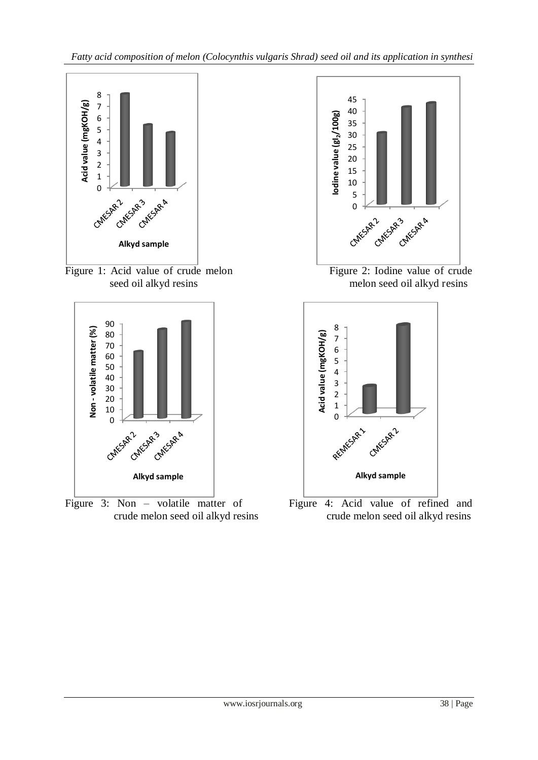Figure 1: Acid value of crude melon seed oil alkyd resins

Figure 2: Iodine value of crude melon seed oil alkyd resins

Figure 3: Non – volatile matter of crude melon seed oil alkyd resins

Figure 4: Acid value of refined and crude melon seed oil alkyd resins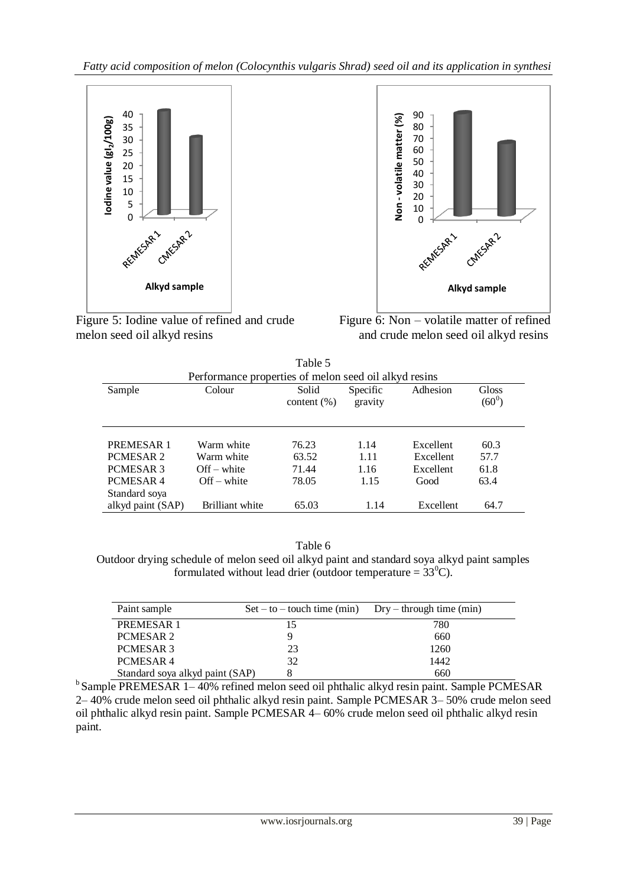Figure 5: Iodine value of refined and crude melon seed oil alkyd resins

Figure 6: Non – volatile matter of refined and crude melon seed oil alkyd resins

Table 5
Performance properties of melon seed oil alkyd resins

| Sample | Colour | Solid content (%) | Specific gravity | Adhesion | Gloss ($60^0$) |
|---|---|---|---|---|---|
| PREMESAR 1 | Warm white | 76.23 | 1.14 | Excellent | 60.3 |
| PCMESAR 2 | Warm white | 63.52 | 1.11 | Excellent | 57.7 |
| PCMESAR 3 | Off – white | 71.44 | 1.16 | Excellent | 61.8 |
| PCMESAR 4 | Off – white | 78.05 | 1.15 | Good | 63.4 |
| Standard soya alkyd paint (SAP) | Brilliant white | 65.03 | 1.14 | Excellent | 64.7 |

Table 6
Outdoor drying schedule of melon seed oil alkyd paint and standard soya alkyd paint samples formulated without lead drier (outdoor temperature = $33^0$C).

| Paint sample | Set – to – touch time (min) | Dry – through time (min) |
|---|---|---|
| PREMESAR 1 | 15 | 780 |
| PCMESAR 2 | 9 | 660 |
| PCMESAR 3 | 23 | 1260 |
| PCMESAR 4 | 32 | 1442 |
| Standard soya alkyd paint (SAP) | 8 | 660 |

[b] Sample PREMESAR 1– 40% refined melon seed oil phthalic alkyd resin paint. Sample PCMESAR 2– 40% crude melon seed oil phthalic alkyd resin paint. Sample PCMESAR 3– 50% crude melon seed oil phthalic alkyd resin paint. Sample PCMESAR 4– 60% crude melon seed oil phthalic alkyd resin paint.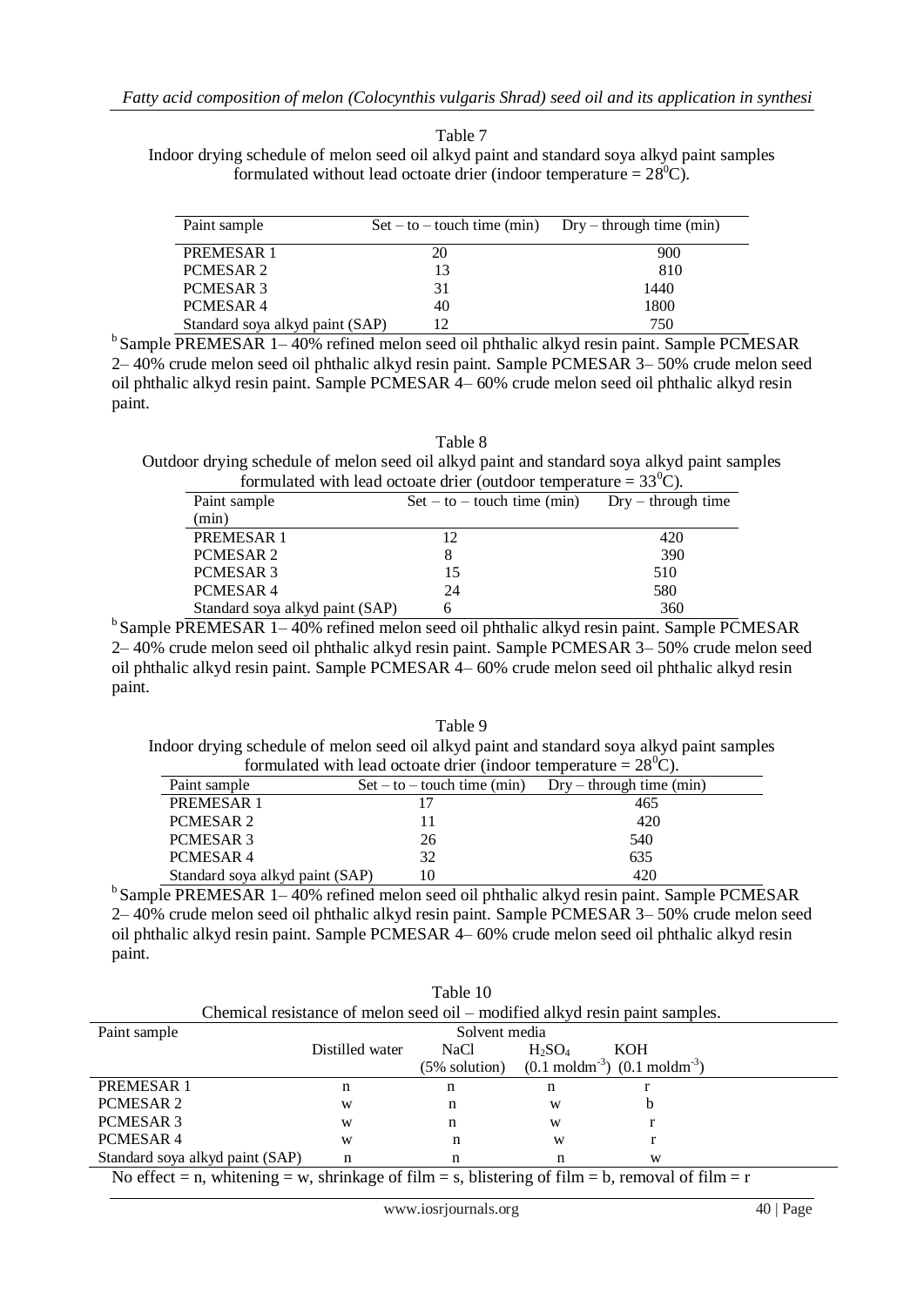Table 7

Indoor drying schedule of melon seed oil alkyd paint and standard soya alkyd paint samples formulated without lead octoate drier (indoor temperature = $28^0$C).

| Paint sample | Set – to – touch time (min) | Dry – through time (min) |
|---|---|---|
| PREMESAR 1 | 20 | 900 |
| PCMESAR 2 | 13 | 810 |
| PCMESAR 3 | 31 | 1440 |
| PCMESAR 4 | 40 | 1800 |
| Standard soya alkyd paint (SAP) | 12 | 750 |

[b] Sample PREMESAR 1– 40% refined melon seed oil phthalic alkyd resin paint. Sample PCMESAR 2– 40% crude melon seed oil phthalic alkyd resin paint. Sample PCMESAR 3– 50% crude melon seed oil phthalic alkyd resin paint. Sample PCMESAR 4– 60% crude melon seed oil phthalic alkyd resin paint.

Table 8

Outdoor drying schedule of melon seed oil alkyd paint and standard soya alkyd paint samples formulated with lead octoate drier (outdoor temperature = $33^0$C).

| Paint sample (min) | Set – to – touch time (min) | Dry – through time |
|---|---|---|
| PREMESAR 1 | 12 | 420 |
| PCMESAR 2 | 8 | 390 |
| PCMESAR 3 | 15 | 510 |
| PCMESAR 4 | 24 | 580 |
| Standard soya alkyd paint (SAP) | 6 | 360 |

[b] Sample PREMESAR 1– 40% refined melon seed oil phthalic alkyd resin paint. Sample PCMESAR 2– 40% crude melon seed oil phthalic alkyd resin paint. Sample PCMESAR 3– 50% crude melon seed oil phthalic alkyd resin paint. Sample PCMESAR 4– 60% crude melon seed oil phthalic alkyd resin paint.

Table 9

Indoor drying schedule of melon seed oil alkyd paint and standard soya alkyd paint samples formulated with lead octoate drier (indoor temperature = $28^0$C).

| Paint sample | Set – to – touch time (min) | Dry – through time (min) |
|---|---|---|
| PREMESAR 1 | 17 | 465 |
| PCMESAR 2 | 11 | 420 |
| PCMESAR 3 | 26 | 540 |
| PCMESAR 4 | 32 | 635 |
| Standard soya alkyd paint (SAP) | 10 | 420 |

[b] Sample PREMESAR 1– 40% refined melon seed oil phthalic alkyd resin paint. Sample PCMESAR 2– 40% crude melon seed oil phthalic alkyd resin paint. Sample PCMESAR 3– 50% crude melon seed oil phthalic alkyd resin paint. Sample PCMESAR 4– 60% crude melon seed oil phthalic alkyd resin paint.

Table 10

Chemical resistance of melon seed oil – modified alkyd resin paint samples.

| Paint sample | Solvent media | | | |
|---|---|---|---|---|
| | Distilled water | NaCl (5% solution) | $H_2SO_4$ (0.1 moldm$^{-3}$) | KOH (0.1 moldm$^{-3}$) |
| PREMESAR 1 | n | n | n | r |
| PCMESAR 2 | w | n | w | b |
| PCMESAR 3 | w | n | w | r |
| PCMESAR 4 | w | n | w | r |
| Standard soya alkyd paint (SAP) | n | n | n | w |

No effect = n, whitening = w, shrinkage of film = s, blistering of film = b, removal of film = r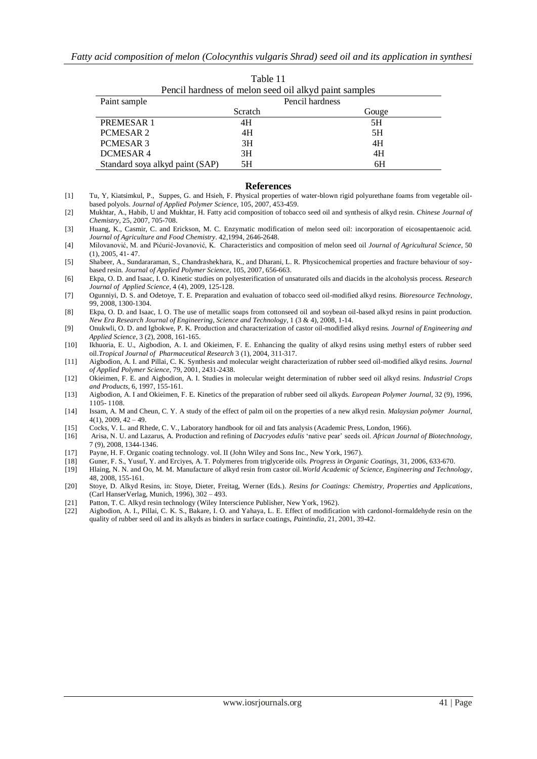Table 11

Pencil hardness of melon seed oil alkyd paint samples

| Paint sample | Pencil hardness | |
|---|---|---|
| | Scratch | Gouge |
| PREMESAR 1 | 4H | 5H |
| PCMESAR 2 | 4H | 5H |
| PCMESAR 3 | 3H | 4H |
| DCMESAR 4 | 3H | 4H |
| Standard soya alkyd paint (SAP) | 5H | 6H |

## References

[1] Tu, Y, Kiatsimkul, P., Suppes, G. and Hsieh, F. Physical properties of water-blown rigid polyurethane foams from vegetable oil-based polyols. *Journal of Applied Polymer Science*, 105, 2007, 453-459.

[2] Mukhtar, A., Habib, U and Mukhtar, H. Fatty acid composition of tobacco seed oil and synthesis of alkyd resin. *Chinese Journal of Chemistry*, 25, 2007, 705-708.

[3] Huang, K., Casmir, C. and Erickson, M. C. Enzymatic modification of melon seed oil: incorporation of eicosapentaenoic acid. *Journal of Agriculture and Food Chemistry*. 42,1994, 2646-2648.

[4] Milovanović, M. and Pićurić-Jovanović, K. Characteristics and composition of melon seed oil *Journal of Agricultural Science*, 50 (1), 2005, 41- 47.

[5] Shabeer, A., Sundararaman, S., Chandrashekhara, K., and Dharani, L. R. Physicochemical properties and fracture behaviour of soy-based resin. *Journal of Applied Polymer Science*, 105, 2007, 656-663.

[6] Ekpa, O. D. and Isaac, I. O. Kinetic studies on polyesterification of unsaturated oils and diacids in the alcoholysis process. *Research Journal of Applied Science*, 4 (4), 2009, 125-128.

[7] Ogunniyi, D. S. and Odetoye, T. E. Preparation and evaluation of tobacco seed oil-modified alkyd resins. *Bioresource Technology*, 99, 2008, 1300-1304.

[8] Ekpa, O. D. and Isaac, I. O. The use of metallic soaps from cottonseed oil and soybean oil-based alkyd resins in paint production. *New Era Research Journal of Engineering, Science and Technology*, 1 (3 & 4), 2008, 1-14.

[9] Onukwli, O. D. and Igbokwe, P. K. Production and characterization of castor oil-modified alkyd resins. *Journal of Engineering and Applied Science*, 3 (2), 2008, 161-165.

[10] Ikhuoria, E. U., Aigbodion, A. I. and Okieimen, F. E. Enhancing the quality of alkyd resins using methyl esters of rubber seed oil.*Tropical Journal of Pharmaceutical Research* 3 (1), 2004, 311-317.

[11] Aigbodion, A. I. and Pillai, C. K. Synthesis and molecular weight characterization of rubber seed oil-modified alkyd resins. *Journal of Applied Polymer Science*, 79, 2001, 2431-2438.

[12] Okieimen, F. E. and Aigbodion, A. I. Studies in molecular weight determination of rubber seed oil alkyd resins. *Industrial Crops and Products*, 6, 1997, 155-161.

[13] Aigbodion, A. I and Okieimen, F. E. Kinetics of the preparation of rubber seed oil alkyds. *European Polymer Journal*, 32 (9), 1996, 1105- 1108.

[14] Issam, A. M and Cheun, C. Y. A study of the effect of palm oil on the properties of a new alkyd resin. *Malaysian polymer Journal*, 4(1), 2009, 42 – 49.

[15] Cocks, V. L. and Rhede, C. V., Laboratory handbook for oil and fats analysis (Academic Press, London, 1966).

[16] Arisa, N. U. and Lazarus, A. Production and refining of *Dacryodes edulis* 'native pear' seeds oil. *African Journal of Biotechnology*, 7 (9), 2008, 1344-1346.

[17] Payne, H. F. Organic coating technology. vol. II (John Wiley and Sons Inc., New York, 1967).

[18] Guner, F. S., Yusuf, Y. and Erciyes, A. T. Polymeres from triglyceride oils. *Progress in Organic Coatings*, 31, 2006, 633-670.

[19] Hlaing, N. N. and Oo, M. M. Manufacture of alkyd resin from castor oil.*World Academic of Science, Engineering and Technology*, 48, 2008, 155-161.

[20] Stoye, D. Alkyd Resins, in: Stoye, Dieter, Freitag, Werner (Eds.). *Resins for Coatings: Chemistry, Properties and Applications*, (Carl HanserVerlag, Munich, 1996), 302 – 493.

[21] Patton, T. C. Alkyd resin technology (Wiley Interscience Publisher, New York, 1962).

[22] Aigbodion, A. I., Pillai, C. K. S., Bakare, I. O. and Yahaya, L. E. Effect of modification with cardonol-formaldehyde resin on the quality of rubber seed oil and its alkyds as binders in surface coatings, *Paintindia*, 21, 2001, 39-42.